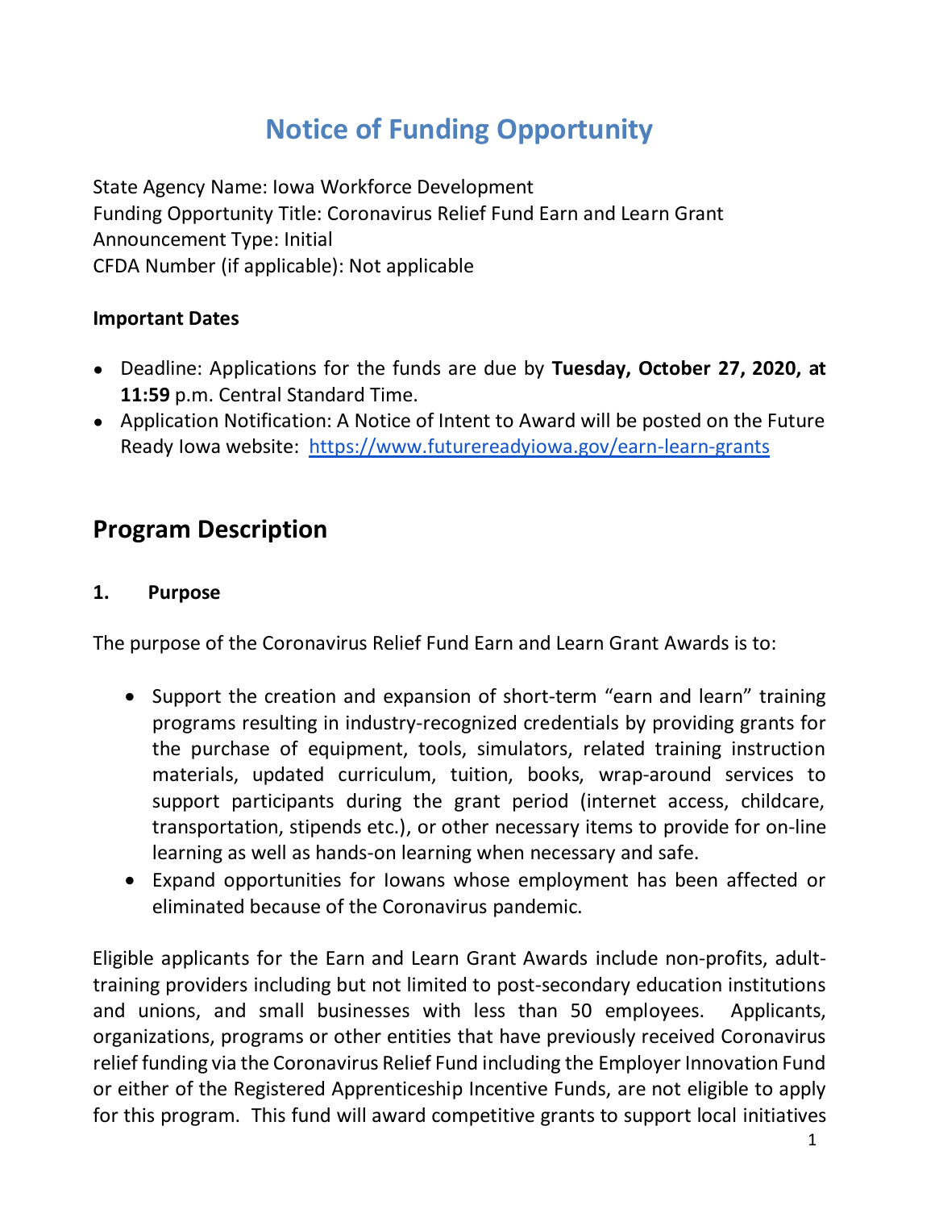# Notice of Funding Opportunity

State Agency Name: Iowa Workforce Development
Funding Opportunity Title: Coronavirus Relief Fund Earn and Learn Grant
Announcement Type: Initial
CFDA Number (if applicable): Not applicable

**Important Dates**

- Deadline: Applications for the funds are due by **Tuesday, October 27, 2020, at 11:59** p.m. Central Standard Time.
- Application Notification: A Notice of Intent to Award will be posted on the Future Ready Iowa website: [https://www.futurereadyiowa.gov/earn-learn-grants](https://www.futurereadyiowa.gov/earn-learn-grants)

## Program Description

### 1. Purpose

The purpose of the Coronavirus Relief Fund Earn and Learn Grant Awards is to:

- Support the creation and expansion of short-term "earn and learn" training programs resulting in industry-recognized credentials by providing grants for the purchase of equipment, tools, simulators, related training instruction materials, updated curriculum, tuition, books, wrap-around services to support participants during the grant period (internet access, childcare, transportation, stipends etc.), or other necessary items to provide for on-line learning as well as hands-on learning when necessary and safe.
- Expand opportunities for Iowans whose employment has been affected or eliminated because of the Coronavirus pandemic.

Eligible applicants for the Earn and Learn Grant Awards include non-profits, adult-training providers including but not limited to post-secondary education institutions and unions, and small businesses with less than 50 employees. Applicants, organizations, programs or other entities that have previously received Coronavirus relief funding via the Coronavirus Relief Fund including the Employer Innovation Fund or either of the Registered Apprenticeship Incentive Funds, are not eligible to apply for this program. This fund will award competitive grants to support local initiatives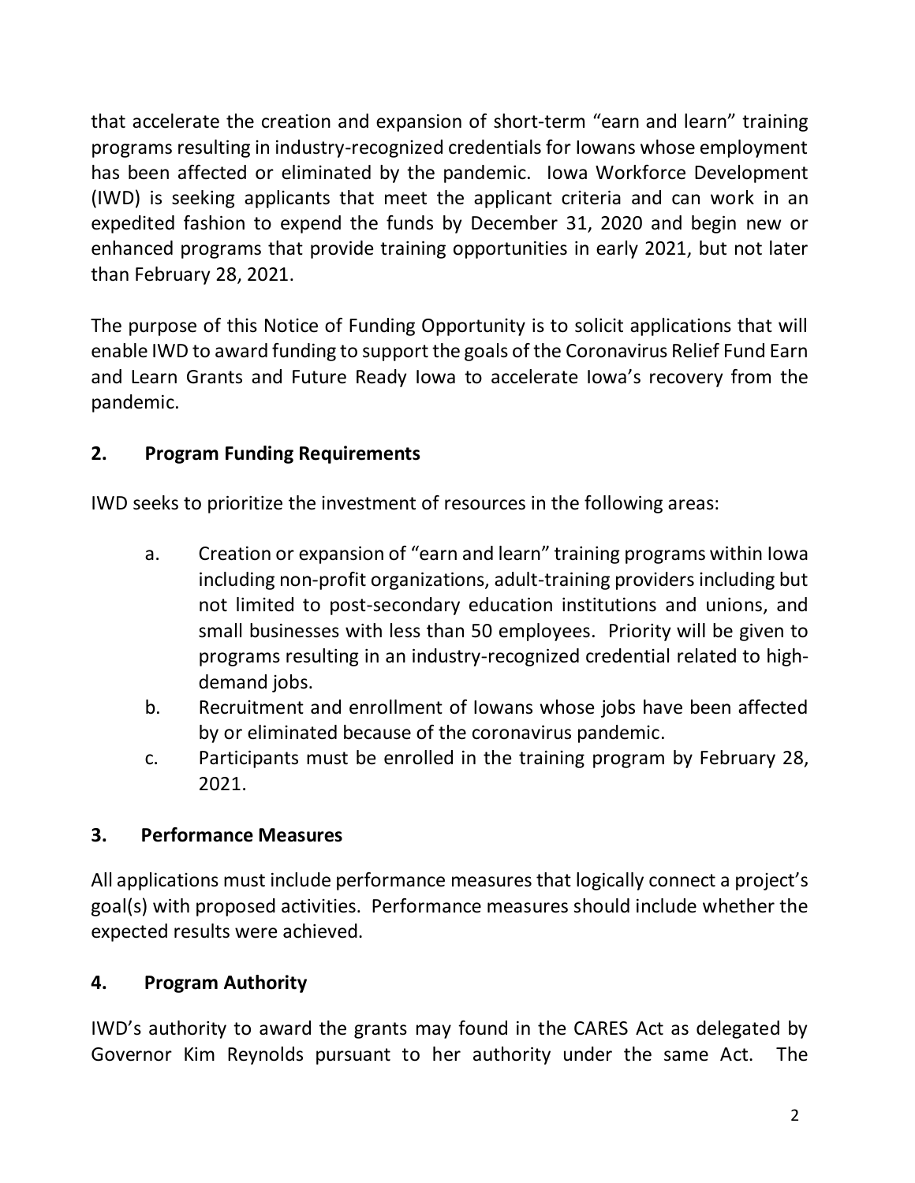that accelerate the creation and expansion of short-term "earn and learn" training programs resulting in industry-recognized credentials for Iowans whose employment has been affected or eliminated by the pandemic. Iowa Workforce Development (IWD) is seeking applicants that meet the applicant criteria and can work in an expedited fashion to expend the funds by December 31, 2020 and begin new or enhanced programs that provide training opportunities in early 2021, but not later than February 28, 2021.

The purpose of this Notice of Funding Opportunity is to solicit applications that will enable IWD to award funding to support the goals of the Coronavirus Relief Fund Earn and Learn Grants and Future Ready Iowa to accelerate Iowa's recovery from the pandemic.

## 2. Program Funding Requirements

IWD seeks to prioritize the investment of resources in the following areas:

a. Creation or expansion of "earn and learn" training programs within Iowa including non-profit organizations, adult-training providers including but not limited to post-secondary education institutions and unions, and small businesses with less than 50 employees. Priority will be given to programs resulting in an industry-recognized credential related to high-demand jobs.

b. Recruitment and enrollment of Iowans whose jobs have been affected by or eliminated because of the coronavirus pandemic.

c. Participants must be enrolled in the training program by February 28, 2021.

## 3. Performance Measures

All applications must include performance measures that logically connect a project's goal(s) with proposed activities. Performance measures should include whether the expected results were achieved.

## 4. Program Authority

IWD's authority to award the grants may found in the CARES Act as delegated by Governor Kim Reynolds pursuant to her authority under the same Act. The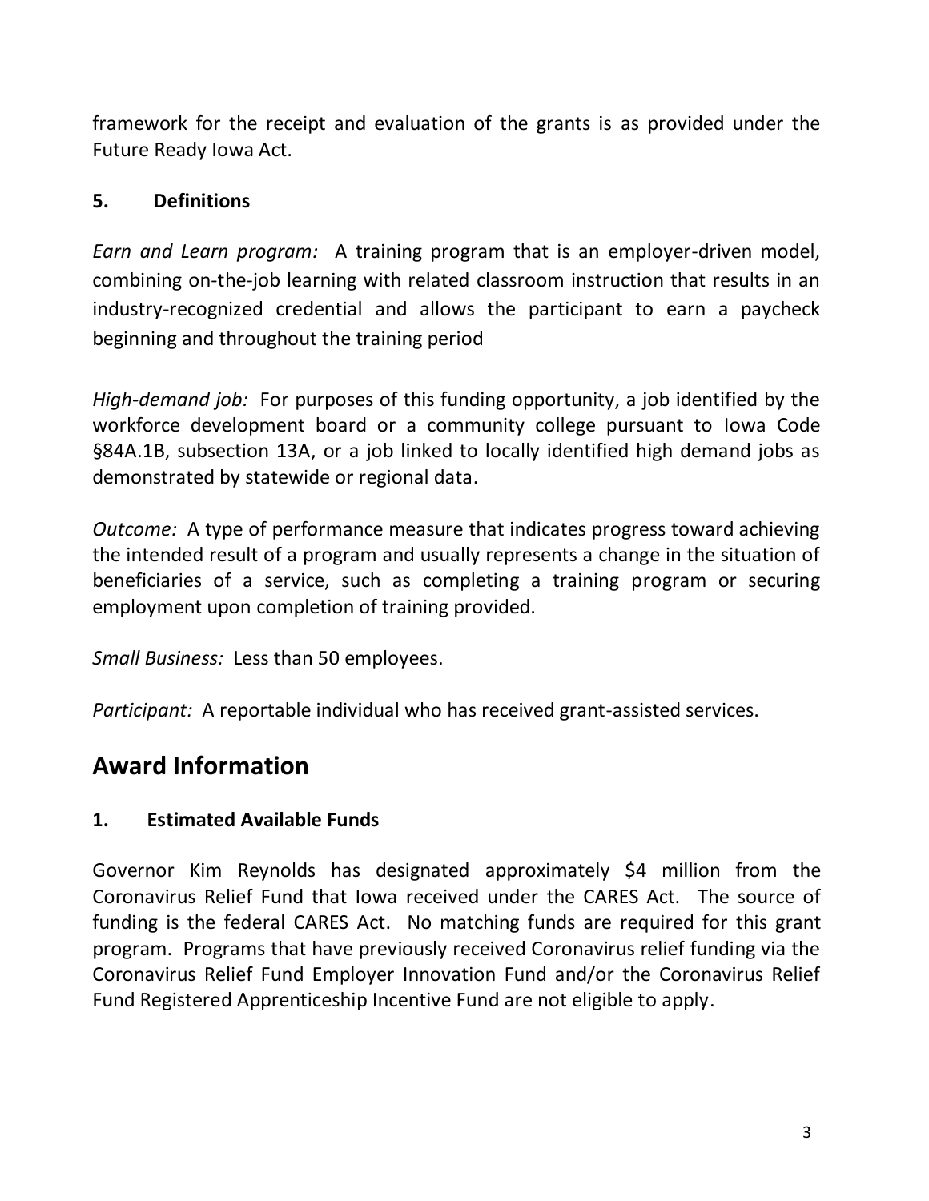framework for the receipt and evaluation of the grants is as provided under the Future Ready Iowa Act.

### 5. Definitions

*Earn and Learn program:* A training program that is an employer-driven model, combining on-the-job learning with related classroom instruction that results in an industry-recognized credential and allows the participant to earn a paycheck beginning and throughout the training period

*High-demand job:* For purposes of this funding opportunity, a job identified by the workforce development board or a community college pursuant to Iowa Code §84A.1B, subsection 13A, or a job linked to locally identified high demand jobs as demonstrated by statewide or regional data.

*Outcome:* A type of performance measure that indicates progress toward achieving the intended result of a program and usually represents a change in the situation of beneficiaries of a service, such as completing a training program or securing employment upon completion of training provided.

*Small Business:* Less than 50 employees.

*Participant:* A reportable individual who has received grant-assisted services.

## Award Information

### 1. Estimated Available Funds

Governor Kim Reynolds has designated approximately $4 million from the Coronavirus Relief Fund that Iowa received under the CARES Act. The source of funding is the federal CARES Act. No matching funds are required for this grant program. Programs that have previously received Coronavirus relief funding via the Coronavirus Relief Fund Employer Innovation Fund and/or the Coronavirus Relief Fund Registered Apprenticeship Incentive Fund are not eligible to apply.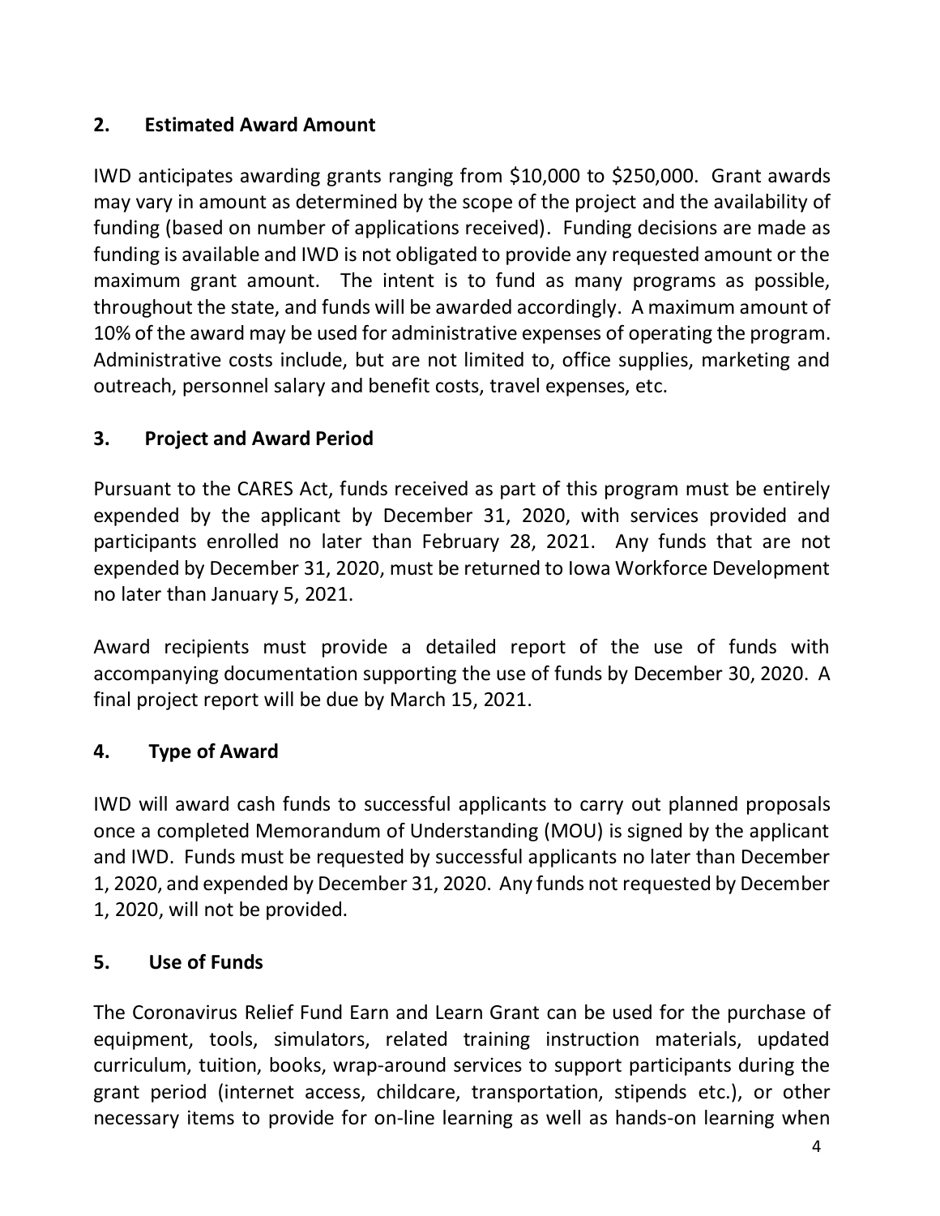## 2. Estimated Award Amount

IWD anticipates awarding grants ranging from $10,000 to $250,000. Grant awards may vary in amount as determined by the scope of the project and the availability of funding (based on number of applications received). Funding decisions are made as funding is available and IWD is not obligated to provide any requested amount or the maximum grant amount. The intent is to fund as many programs as possible, throughout the state, and funds will be awarded accordingly. A maximum amount of 10% of the award may be used for administrative expenses of operating the program. Administrative costs include, but are not limited to, office supplies, marketing and outreach, personnel salary and benefit costs, travel expenses, etc.

## 3. Project and Award Period

Pursuant to the CARES Act, funds received as part of this program must be entirely expended by the applicant by December 31, 2020, with services provided and participants enrolled no later than February 28, 2021. Any funds that are not expended by December 31, 2020, must be returned to Iowa Workforce Development no later than January 5, 2021.

Award recipients must provide a detailed report of the use of funds with accompanying documentation supporting the use of funds by December 30, 2020. A final project report will be due by March 15, 2021.

## 4. Type of Award

IWD will award cash funds to successful applicants to carry out planned proposals once a completed Memorandum of Understanding (MOU) is signed by the applicant and IWD. Funds must be requested by successful applicants no later than December 1, 2020, and expended by December 31, 2020. Any funds not requested by December 1, 2020, will not be provided.

## 5. Use of Funds

The Coronavirus Relief Fund Earn and Learn Grant can be used for the purchase of equipment, tools, simulators, related training instruction materials, updated curriculum, tuition, books, wrap-around services to support participants during the grant period (internet access, childcare, transportation, stipends etc.), or other necessary items to provide for on-line learning as well as hands-on learning when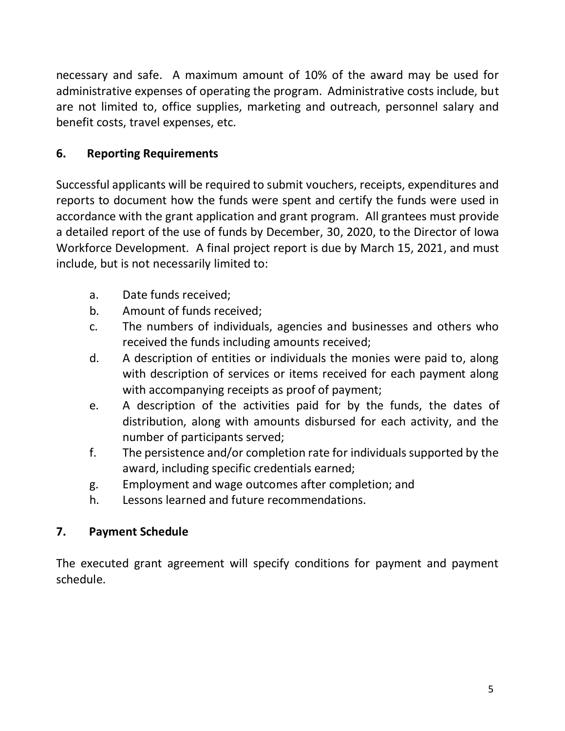necessary and safe. A maximum amount of 10% of the award may be used for administrative expenses of operating the program. Administrative costs include, but are not limited to, office supplies, marketing and outreach, personnel salary and benefit costs, travel expenses, etc.

## 6. Reporting Requirements

Successful applicants will be required to submit vouchers, receipts, expenditures and reports to document how the funds were spent and certify the funds were used in accordance with the grant application and grant program. All grantees must provide a detailed report of the use of funds by December, 30, 2020, to the Director of Iowa Workforce Development. A final project report is due by March 15, 2021, and must include, but is not necessarily limited to:

a. Date funds received;
b. Amount of funds received;
c. The numbers of individuals, agencies and businesses and others who received the funds including amounts received;
d. A description of entities or individuals the monies were paid to, along with description of services or items received for each payment along with accompanying receipts as proof of payment;
e. A description of the activities paid for by the funds, the dates of distribution, along with amounts disbursed for each activity, and the number of participants served;
f. The persistence and/or completion rate for individuals supported by the award, including specific credentials earned;
g. Employment and wage outcomes after completion; and
h. Lessons learned and future recommendations.

## 7. Payment Schedule

The executed grant agreement will specify conditions for payment and payment schedule.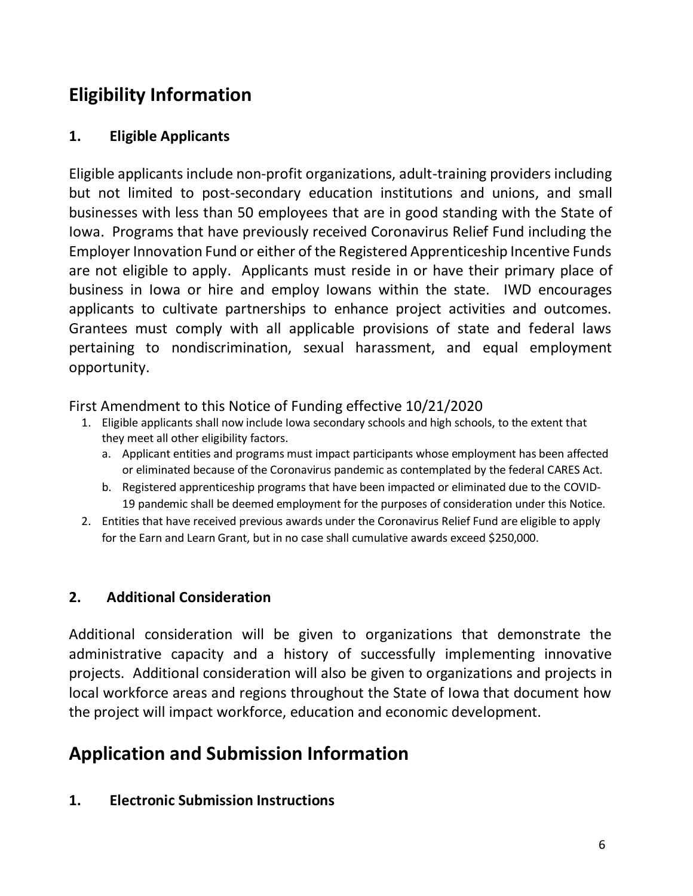# Eligibility Information

### 1. Eligible Applicants

Eligible applicants include non-profit organizations, adult-training providers including but not limited to post-secondary education institutions and unions, and small businesses with less than 50 employees that are in good standing with the State of Iowa. Programs that have previously received Coronavirus Relief Fund including the Employer Innovation Fund or either of the Registered Apprenticeship Incentive Funds are not eligible to apply. Applicants must reside in or have their primary place of business in Iowa or hire and employ Iowans within the state. IWD encourages applicants to cultivate partnerships to enhance project activities and outcomes. Grantees must comply with all applicable provisions of state and federal laws pertaining to nondiscrimination, sexual harassment, and equal employment opportunity.

First Amendment to this Notice of Funding effective 10/21/2020

1. Eligible applicants shall now include Iowa secondary schools and high schools, to the extent that they meet all other eligibility factors.
   a. Applicant entities and programs must impact participants whose employment has been affected or eliminated because of the Coronavirus pandemic as contemplated by the federal CARES Act.
   b. Registered apprenticeship programs that have been impacted or eliminated due to the COVID-19 pandemic shall be deemed employment for the purposes of consideration under this Notice.
2. Entities that have received previous awards under the Coronavirus Relief Fund are eligible to apply for the Earn and Learn Grant, but in no case shall cumulative awards exceed $250,000.

### 2. Additional Consideration

Additional consideration will be given to organizations that demonstrate the administrative capacity and a history of successfully implementing innovative projects. Additional consideration will also be given to organizations and projects in local workforce areas and regions throughout the State of Iowa that document how the project will impact workforce, education and economic development.

# Application and Submission Information

### 1. Electronic Submission Instructions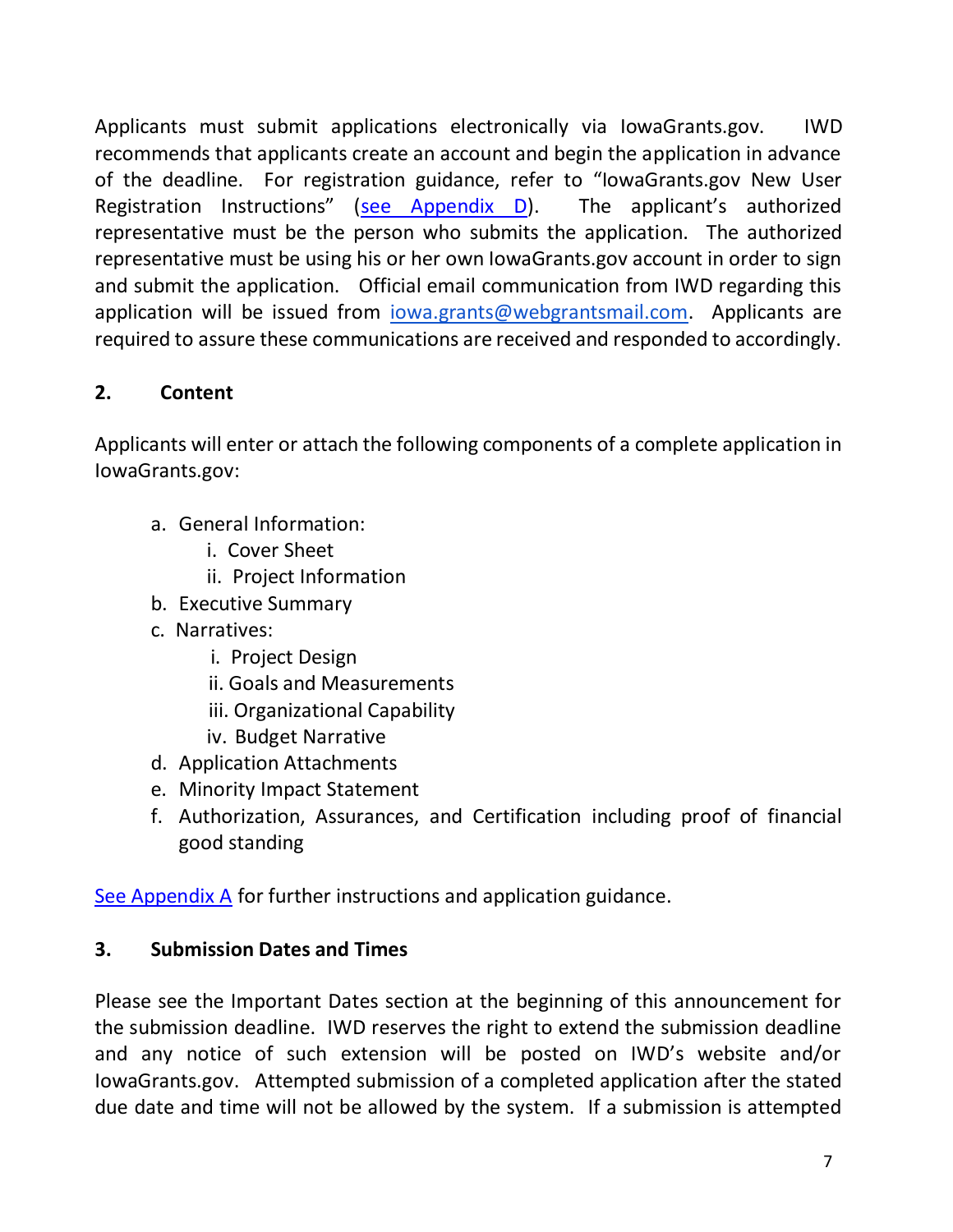Applicants must submit applications electronically via IowaGrants.gov. IWD recommends that applicants create an account and begin the application in advance of the deadline. For registration guidance, refer to "IowaGrants.gov New User Registration Instructions" (see Appendix D). The applicant's authorized representative must be the person who submits the application. The authorized representative must be using his or her own IowaGrants.gov account in order to sign and submit the application. Official email communication from IWD regarding this application will be issued from iowa.grants@webgrantsmail.com. Applicants are required to assure these communications are received and responded to accordingly.

### 2. Content

Applicants will enter or attach the following components of a complete application in IowaGrants.gov:

a. General Information:
   i. Cover Sheet
   ii. Project Information
b. Executive Summary
c. Narratives:
   i. Project Design
   ii. Goals and Measurements
   iii. Organizational Capability
   iv. Budget Narrative
d. Application Attachments
e. Minority Impact Statement
f. Authorization, Assurances, and Certification including proof of financial good standing

See Appendix A for further instructions and application guidance.

### 3. Submission Dates and Times

Please see the Important Dates section at the beginning of this announcement for the submission deadline. IWD reserves the right to extend the submission deadline and any notice of such extension will be posted on IWD's website and/or IowaGrants.gov. Attempted submission of a completed application after the stated due date and time will not be allowed by the system. If a submission is attempted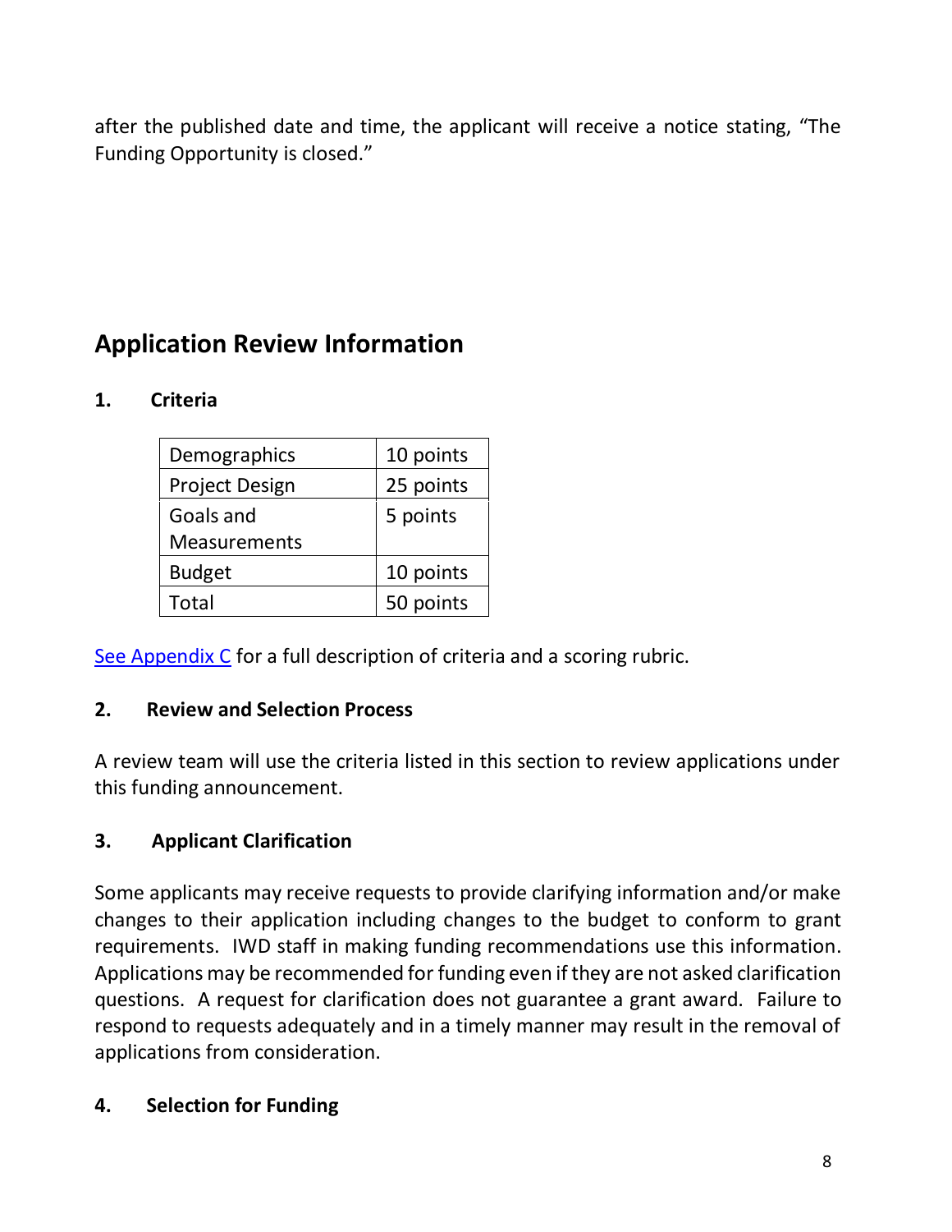after the published date and time, the applicant will receive a notice stating, "The Funding Opportunity is closed."

## Application Review Information

### 1. Criteria

| Demographics | 10 points |
|---|---|
| Project Design | 25 points |
| Goals and Measurements | 5 points |
| Budget | 10 points |
| Total | 50 points |

See Appendix C for a full description of criteria and a scoring rubric.

### 2. Review and Selection Process

A review team will use the criteria listed in this section to review applications under this funding announcement.

### 3. Applicant Clarification

Some applicants may receive requests to provide clarifying information and/or make changes to their application including changes to the budget to conform to grant requirements. IWD staff in making funding recommendations use this information. Applications may be recommended for funding even if they are not asked clarification questions. A request for clarification does not guarantee a grant award. Failure to respond to requests adequately and in a timely manner may result in the removal of applications from consideration.

### 4. Selection for Funding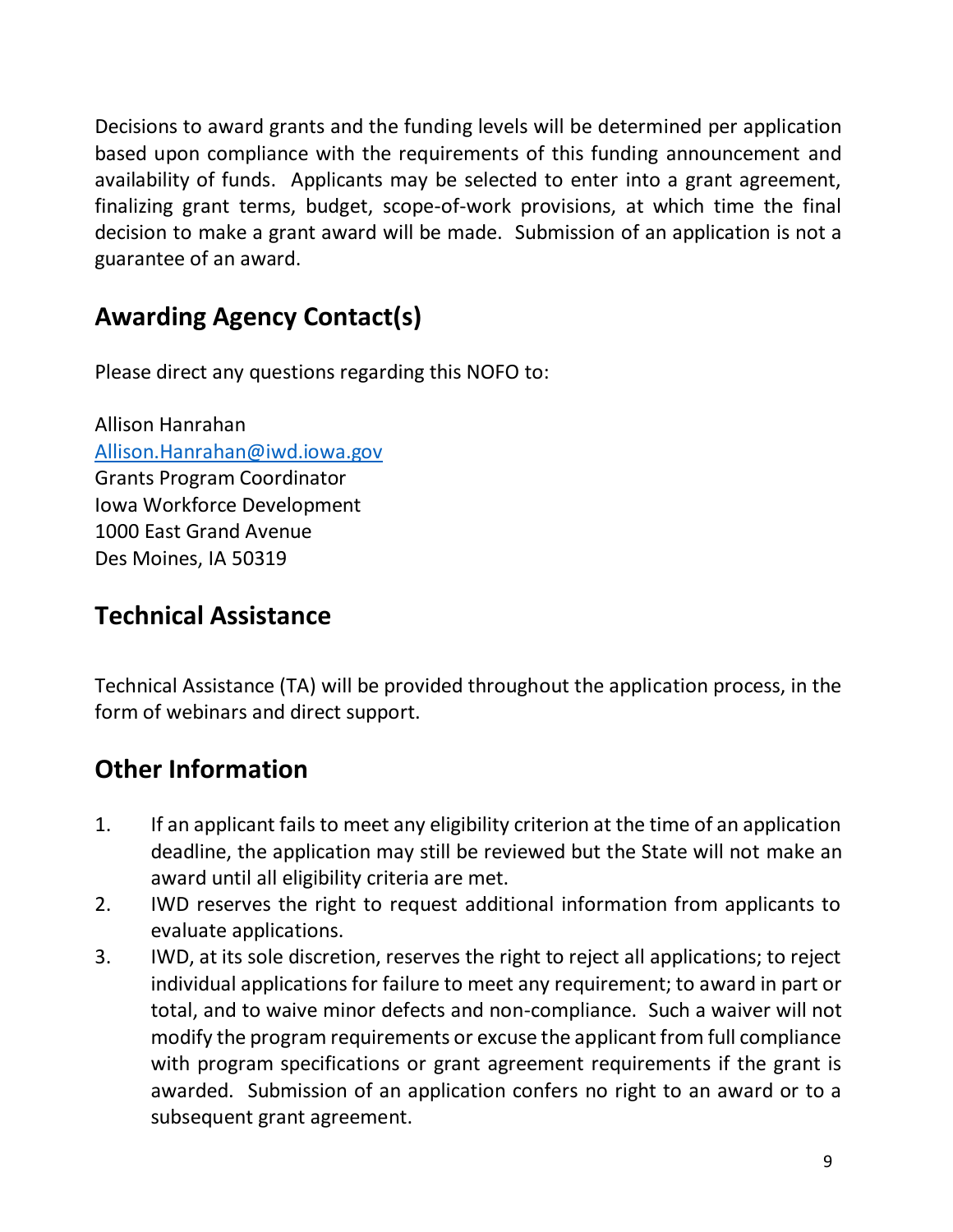Decisions to award grants and the funding levels will be determined per application based upon compliance with the requirements of this funding announcement and availability of funds. Applicants may be selected to enter into a grant agreement, finalizing grant terms, budget, scope-of-work provisions, at which time the final decision to make a grant award will be made. Submission of an application is not a guarantee of an award.

## Awarding Agency Contact(s)

Please direct any questions regarding this NOFO to:

Allison Hanrahan
[Allison.Hanrahan@iwd.iowa.gov](mailto:Allison.Hanrahan@iwd.iowa.gov)
Grants Program Coordinator
Iowa Workforce Development
1000 East Grand Avenue
Des Moines, IA 50319

## Technical Assistance

Technical Assistance (TA) will be provided throughout the application process, in the form of webinars and direct support.

## Other Information

1. If an applicant fails to meet any eligibility criterion at the time of an application deadline, the application may still be reviewed but the State will not make an award until all eligibility criteria are met.
2. IWD reserves the right to request additional information from applicants to evaluate applications.
3. IWD, at its sole discretion, reserves the right to reject all applications; to reject individual applications for failure to meet any requirement; to award in part or total, and to waive minor defects and non-compliance. Such a waiver will not modify the program requirements or excuse the applicant from full compliance with program specifications or grant agreement requirements if the grant is awarded. Submission of an application confers no right to an award or to a subsequent grant agreement.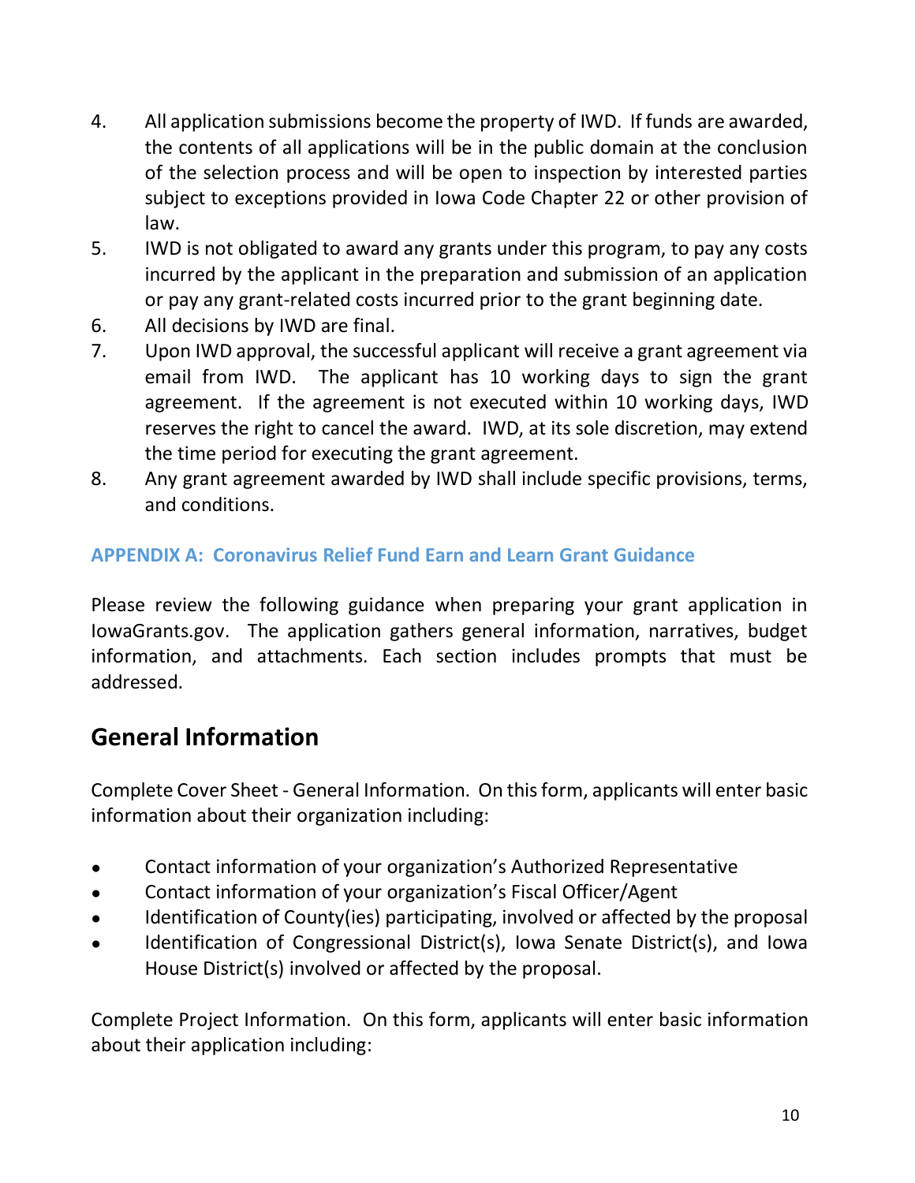4. All application submissions become the property of IWD. If funds are awarded, the contents of all applications will be in the public domain at the conclusion of the selection process and will be open to inspection by interested parties subject to exceptions provided in Iowa Code Chapter 22 or other provision of law.
5. IWD is not obligated to award any grants under this program, to pay any costs incurred by the applicant in the preparation and submission of an application or pay any grant-related costs incurred prior to the grant beginning date.
6. All decisions by IWD are final.
7. Upon IWD approval, the successful applicant will receive a grant agreement via email from IWD. The applicant has 10 working days to sign the grant agreement. If the agreement is not executed within 10 working days, IWD reserves the right to cancel the award. IWD, at its sole discretion, may extend the time period for executing the grant agreement.
8. Any grant agreement awarded by IWD shall include specific provisions, terms, and conditions.

### APPENDIX A: Coronavirus Relief Fund Earn and Learn Grant Guidance

Please review the following guidance when preparing your grant application in IowaGrants.gov. The application gathers general information, narratives, budget information, and attachments. Each section includes prompts that must be addressed.

## General Information

Complete Cover Sheet - General Information. On this form, applicants will enter basic information about their organization including:

- Contact information of your organization's Authorized Representative
- Contact information of your organization's Fiscal Officer/Agent
- Identification of County(ies) participating, involved or affected by the proposal
- Identification of Congressional District(s), Iowa Senate District(s), and Iowa House District(s) involved or affected by the proposal.

Complete Project Information. On this form, applicants will enter basic information about their application including: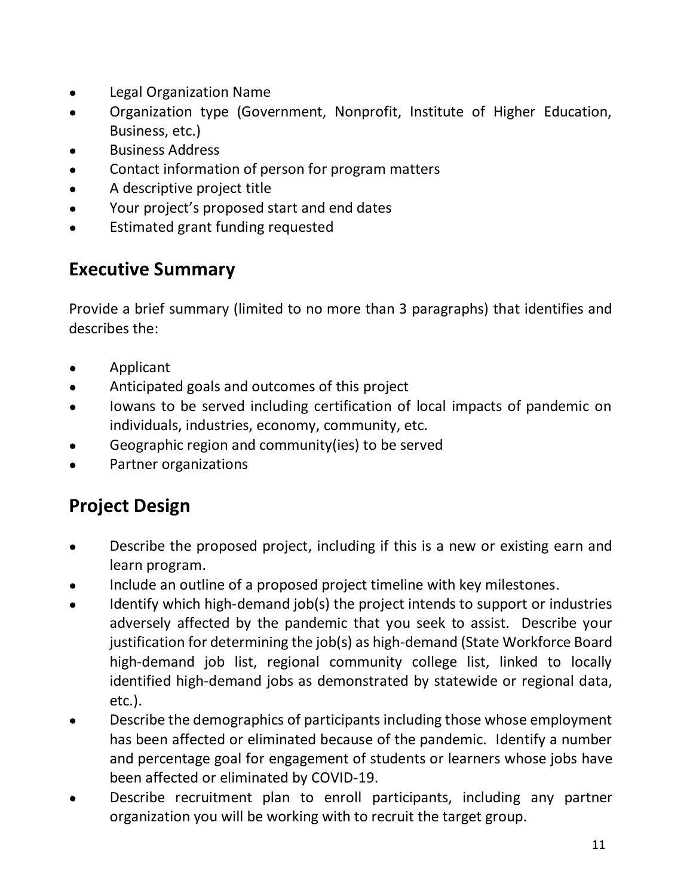- Legal Organization Name
- Organization type (Government, Nonprofit, Institute of Higher Education, Business, etc.)
- Business Address
- Contact information of person for program matters
- A descriptive project title
- Your project's proposed start and end dates
- Estimated grant funding requested

## Executive Summary

Provide a brief summary (limited to no more than 3 paragraphs) that identifies and describes the:

- Applicant
- Anticipated goals and outcomes of this project
- Iowans to be served including certification of local impacts of pandemic on individuals, industries, economy, community, etc.
- Geographic region and community(ies) to be served
- Partner organizations

## Project Design

- Describe the proposed project, including if this is a new or existing earn and learn program.
- Include an outline of a proposed project timeline with key milestones.
- Identify which high-demand job(s) the project intends to support or industries adversely affected by the pandemic that you seek to assist. Describe your justification for determining the job(s) as high-demand (State Workforce Board high-demand job list, regional community college list, linked to locally identified high-demand jobs as demonstrated by statewide or regional data, etc.).
- Describe the demographics of participants including those whose employment has been affected or eliminated because of the pandemic. Identify a number and percentage goal for engagement of students or learners whose jobs have been affected or eliminated by COVID-19.
- Describe recruitment plan to enroll participants, including any partner organization you will be working with to recruit the target group.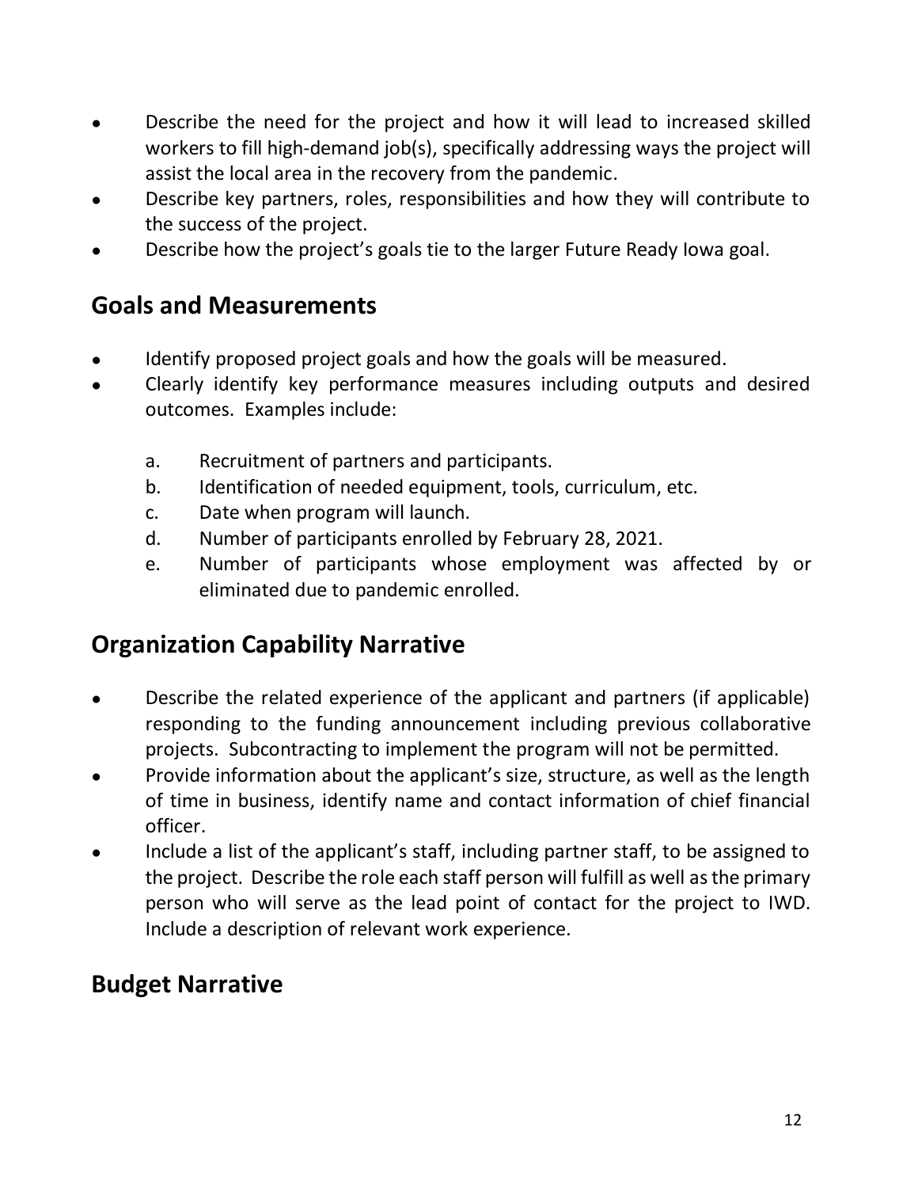- Describe the need for the project and how it will lead to increased skilled workers to fill high-demand job(s), specifically addressing ways the project will assist the local area in the recovery from the pandemic.
- Describe key partners, roles, responsibilities and how they will contribute to the success of the project.
- Describe how the project's goals tie to the larger Future Ready Iowa goal.

## Goals and Measurements

- Identify proposed project goals and how the goals will be measured.
- Clearly identify key performance measures including outputs and desired outcomes. Examples include:

  a. Recruitment of partners and participants.
  b. Identification of needed equipment, tools, curriculum, etc.
  c. Date when program will launch.
  d. Number of participants enrolled by February 28, 2021.
  e. Number of participants whose employment was affected by or eliminated due to pandemic enrolled.

## Organization Capability Narrative

- Describe the related experience of the applicant and partners (if applicable) responding to the funding announcement including previous collaborative projects. Subcontracting to implement the program will not be permitted.
- Provide information about the applicant's size, structure, as well as the length of time in business, identify name and contact information of chief financial officer.
- Include a list of the applicant's staff, including partner staff, to be assigned to the project. Describe the role each staff person will fulfill as well as the primary person who will serve as the lead point of contact for the project to IWD. Include a description of relevant work experience.

## Budget Narrative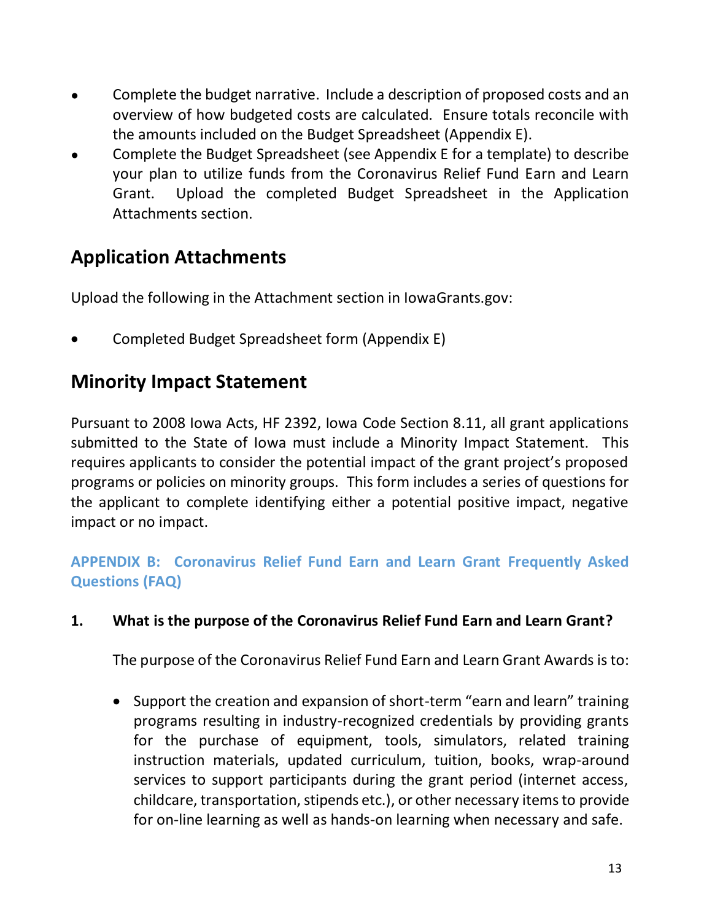- Complete the budget narrative. Include a description of proposed costs and an overview of how budgeted costs are calculated. Ensure totals reconcile with the amounts included on the Budget Spreadsheet (Appendix E).
- Complete the Budget Spreadsheet (see Appendix E for a template) to describe your plan to utilize funds from the Coronavirus Relief Fund Earn and Learn Grant. Upload the completed Budget Spreadsheet in the Application Attachments section.

## Application Attachments

Upload the following in the Attachment section in IowaGrants.gov:

- Completed Budget Spreadsheet form (Appendix E)

## Minority Impact Statement

Pursuant to 2008 Iowa Acts, HF 2392, Iowa Code Section 8.11, all grant applications submitted to the State of Iowa must include a Minority Impact Statement. This requires applicants to consider the potential impact of the grant project's proposed programs or policies on minority groups. This form includes a series of questions for the applicant to complete identifying either a potential positive impact, negative impact or no impact.

### APPENDIX B: Coronavirus Relief Fund Earn and Learn Grant Frequently Asked Questions (FAQ)

**1. What is the purpose of the Coronavirus Relief Fund Earn and Learn Grant?**

The purpose of the Coronavirus Relief Fund Earn and Learn Grant Awards is to:

- Support the creation and expansion of short-term "earn and learn" training programs resulting in industry-recognized credentials by providing grants for the purchase of equipment, tools, simulators, related training instruction materials, updated curriculum, tuition, books, wrap-around services to support participants during the grant period (internet access, childcare, transportation, stipends etc.), or other necessary items to provide for on-line learning as well as hands-on learning when necessary and safe.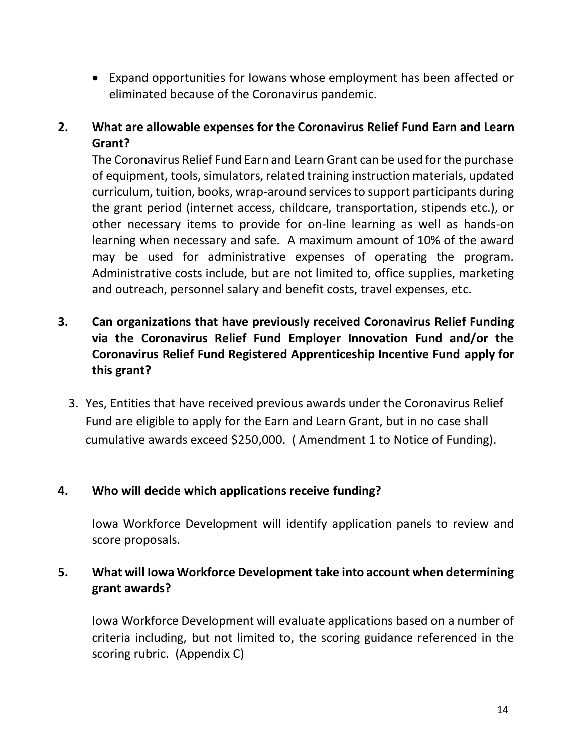- Expand opportunities for Iowans whose employment has been affected or eliminated because of the Coronavirus pandemic.

**2. What are allowable expenses for the Coronavirus Relief Fund Earn and Learn Grant?**

The Coronavirus Relief Fund Earn and Learn Grant can be used for the purchase of equipment, tools, simulators, related training instruction materials, updated curriculum, tuition, books, wrap-around services to support participants during the grant period (internet access, childcare, transportation, stipends etc.), or other necessary items to provide for on-line learning as well as hands-on learning when necessary and safe. A maximum amount of 10% of the award may be used for administrative expenses of operating the program. Administrative costs include, but are not limited to, office supplies, marketing and outreach, personnel salary and benefit costs, travel expenses, etc.

**3. Can organizations that have previously received Coronavirus Relief Funding via the Coronavirus Relief Fund Employer Innovation Fund and/or the Coronavirus Relief Fund Registered Apprenticeship Incentive Fund apply for this grant?**

3. Yes, Entities that have received previous awards under the Coronavirus Relief Fund are eligible to apply for the Earn and Learn Grant, but in no case shall cumulative awards exceed $250,000. ( Amendment 1 to Notice of Funding).

**4. Who will decide which applications receive funding?**

Iowa Workforce Development will identify application panels to review and score proposals.

**5. What will Iowa Workforce Development take into account when determining grant awards?**

Iowa Workforce Development will evaluate applications based on a number of criteria including, but not limited to, the scoring guidance referenced in the scoring rubric. (Appendix C)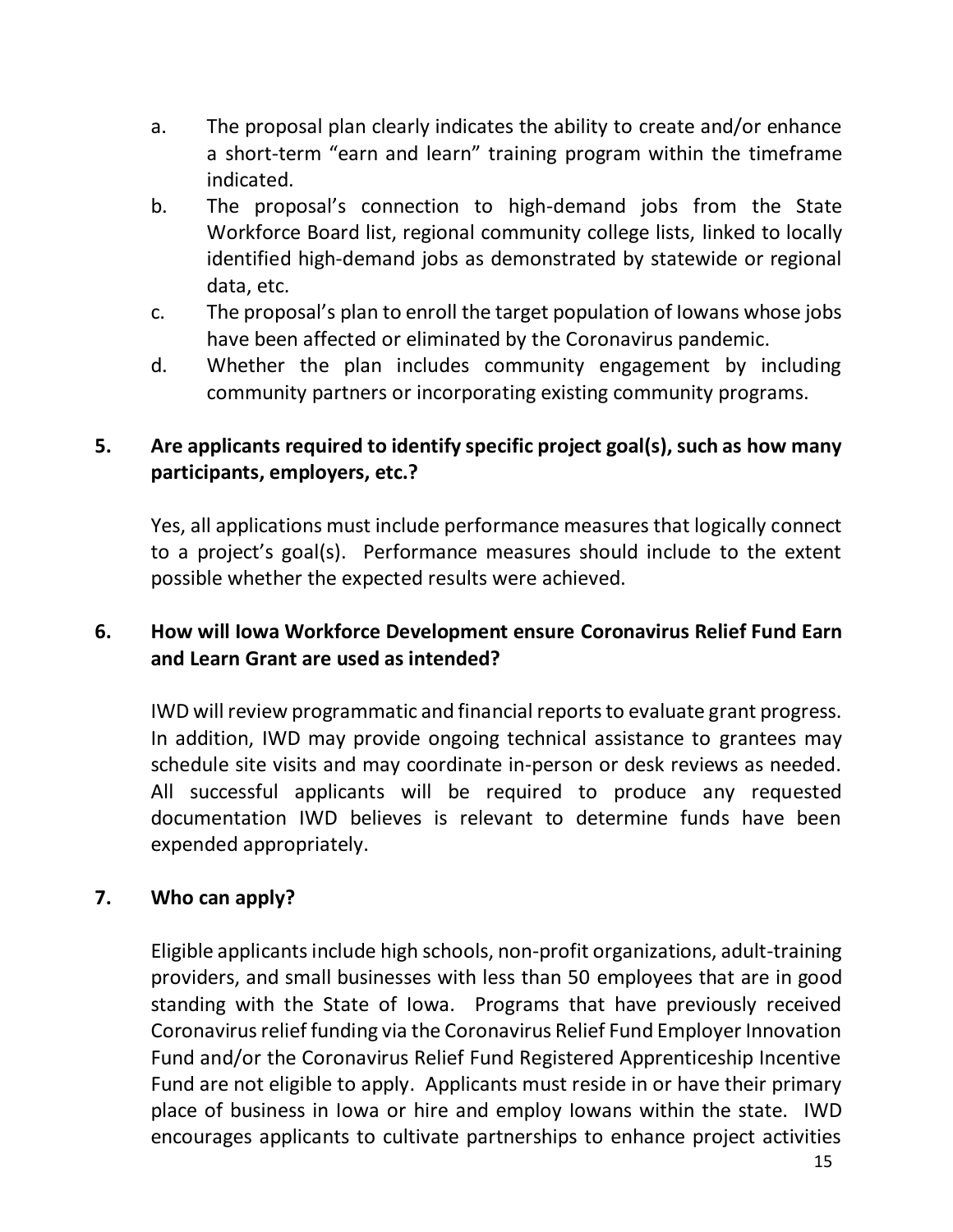a. The proposal plan clearly indicates the ability to create and/or enhance a short-term "earn and learn" training program within the timeframe indicated.
b. The proposal's connection to high-demand jobs from the State Workforce Board list, regional community college lists, linked to locally identified high-demand jobs as demonstrated by statewide or regional data, etc.
c. The proposal's plan to enroll the target population of Iowans whose jobs have been affected or eliminated by the Coronavirus pandemic.
d. Whether the plan includes community engagement by including community partners or incorporating existing community programs.

**5. Are applicants required to identify specific project goal(s), such as how many participants, employers, etc.?**

Yes, all applications must include performance measures that logically connect to a project's goal(s). Performance measures should include to the extent possible whether the expected results were achieved.

**6. How will Iowa Workforce Development ensure Coronavirus Relief Fund Earn and Learn Grant are used as intended?**

IWD will review programmatic and financial reports to evaluate grant progress. In addition, IWD may provide ongoing technical assistance to grantees may schedule site visits and may coordinate in-person or desk reviews as needed. All successful applicants will be required to produce any requested documentation IWD believes is relevant to determine funds have been expended appropriately.

**7. Who can apply?**

Eligible applicants include high schools, non-profit organizations, adult-training providers, and small businesses with less than 50 employees that are in good standing with the State of Iowa. Programs that have previously received Coronavirus relief funding via the Coronavirus Relief Fund Employer Innovation Fund and/or the Coronavirus Relief Fund Registered Apprenticeship Incentive Fund are not eligible to apply. Applicants must reside in or have their primary place of business in Iowa or hire and employ Iowans within the state. IWD encourages applicants to cultivate partnerships to enhance project activities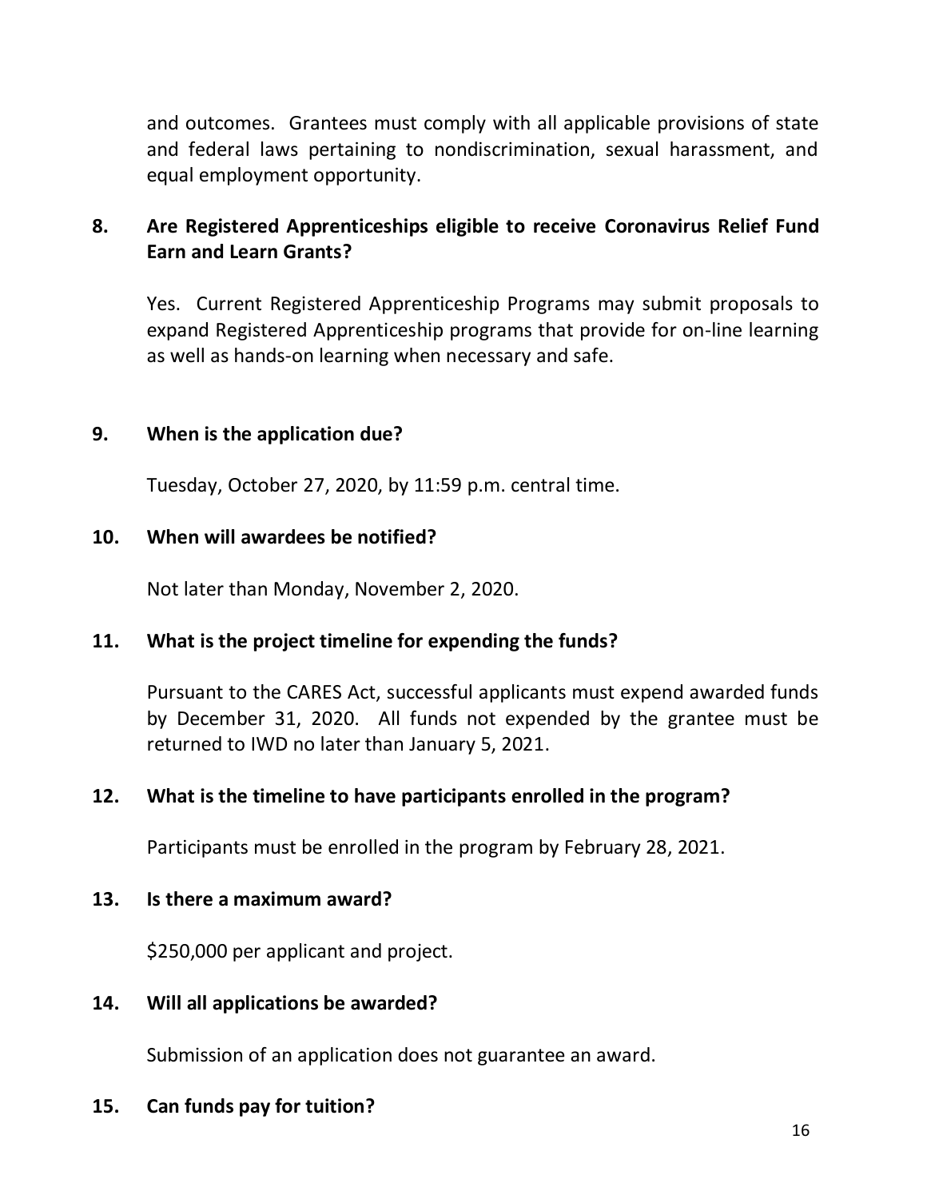and outcomes. Grantees must comply with all applicable provisions of state and federal laws pertaining to nondiscrimination, sexual harassment, and equal employment opportunity.

**8. Are Registered Apprenticeships eligible to receive Coronavirus Relief Fund Earn and Learn Grants?**

Yes. Current Registered Apprenticeship Programs may submit proposals to expand Registered Apprenticeship programs that provide for on-line learning as well as hands-on learning when necessary and safe.

**9. When is the application due?**

Tuesday, October 27, 2020, by 11:59 p.m. central time.

**10. When will awardees be notified?**

Not later than Monday, November 2, 2020.

**11. What is the project timeline for expending the funds?**

Pursuant to the CARES Act, successful applicants must expend awarded funds by December 31, 2020. All funds not expended by the grantee must be returned to IWD no later than January 5, 2021.

**12. What is the timeline to have participants enrolled in the program?**

Participants must be enrolled in the program by February 28, 2021.

**13. Is there a maximum award?**

$250,000 per applicant and project.

**14. Will all applications be awarded?**

Submission of an application does not guarantee an award.

**15. Can funds pay for tuition?**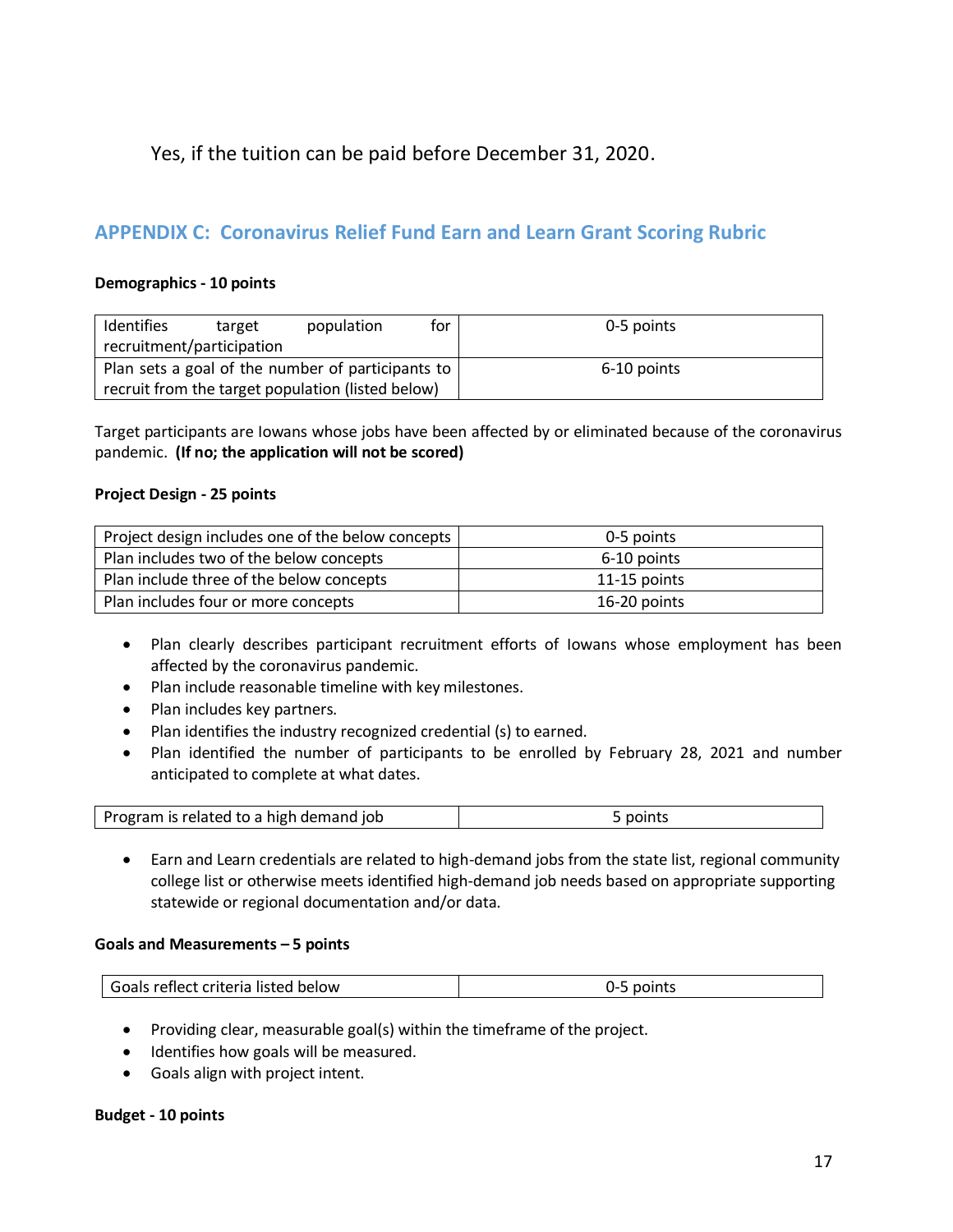Yes, if the tuition can be paid before December 31, 2020.

## APPENDIX C: Coronavirus Relief Fund Earn and Learn Grant Scoring Rubric

**Demographics - 10 points**

| | |
|---|---|
| Identifies target population for recruitment/participation | 0-5 points |
| Plan sets a goal of the number of participants to recruit from the target population (listed below) | 6-10 points |

Target participants are Iowans whose jobs have been affected by or eliminated because of the coronavirus pandemic. **(If no; the application will not be scored)**

**Project Design - 25 points**

| | |
|---|---|
| Project design includes one of the below concepts | 0-5 points |
| Plan includes two of the below concepts | 6-10 points |
| Plan include three of the below concepts | 11-15 points |
| Plan includes four or more concepts | 16-20 points |

- Plan clearly describes participant recruitment efforts of Iowans whose employment has been affected by the coronavirus pandemic.
- Plan include reasonable timeline with key milestones.
- Plan includes key partners.
- Plan identifies the industry recognized credential (s) to earned.
- Plan identified the number of participants to be enrolled by February 28, 2021 and number anticipated to complete at what dates.

| | |
|---|---|
| Program is related to a high demand job | 5 points |

- Earn and Learn credentials are related to high-demand jobs from the state list, regional community college list or otherwise meets identified high-demand job needs based on appropriate supporting statewide or regional documentation and/or data.

**Goals and Measurements – 5 points**

| | |
|---|---|
| Goals reflect criteria listed below | 0-5 points |

- Providing clear, measurable goal(s) within the timeframe of the project.
- Identifies how goals will be measured.
- Goals align with project intent.

**Budget - 10 points**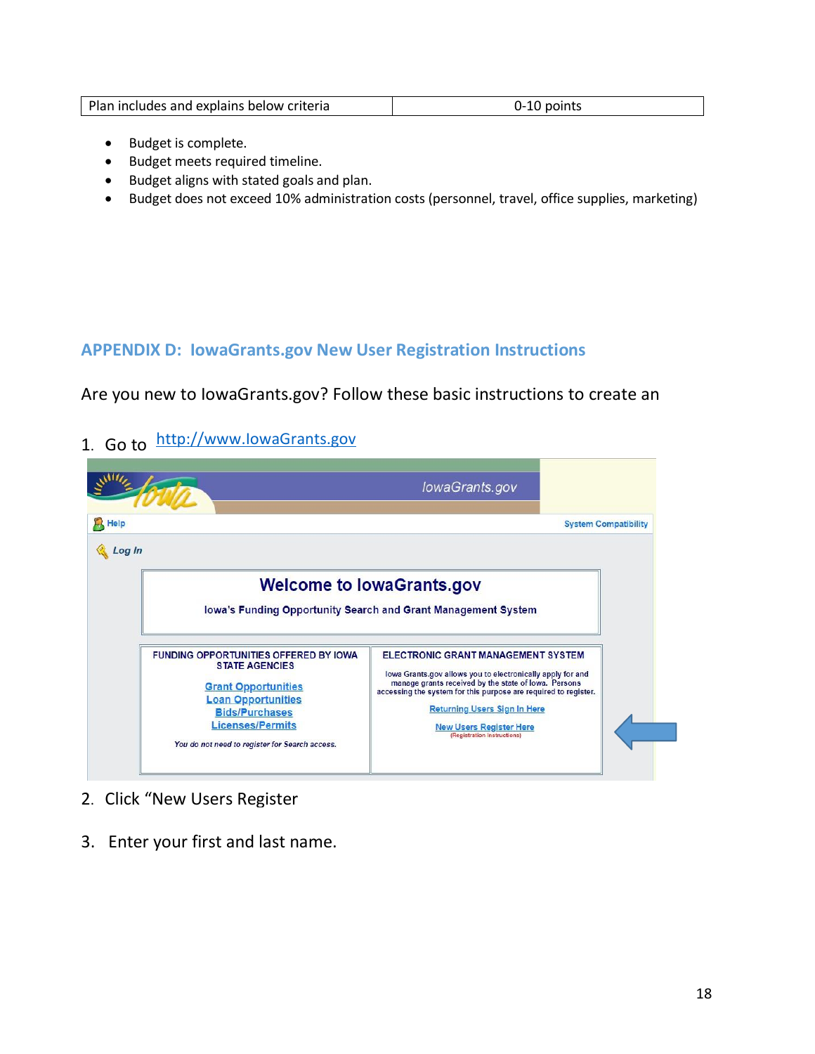| Plan includes and explains below criteria | 0-10 points |
|---|---|

- Budget is complete.
- Budget meets required timeline.
- Budget aligns with stated goals and plan.
- Budget does not exceed 10% administration costs (personnel, travel, office supplies, marketing)

## APPENDIX D: IowaGrants.gov New User Registration Instructions

Are you new to IowaGrants.gov? Follow these basic instructions to create an

1. Go to http://www.IowaGrants.gov

2. Click “New Users Register

3. Enter your first and last name.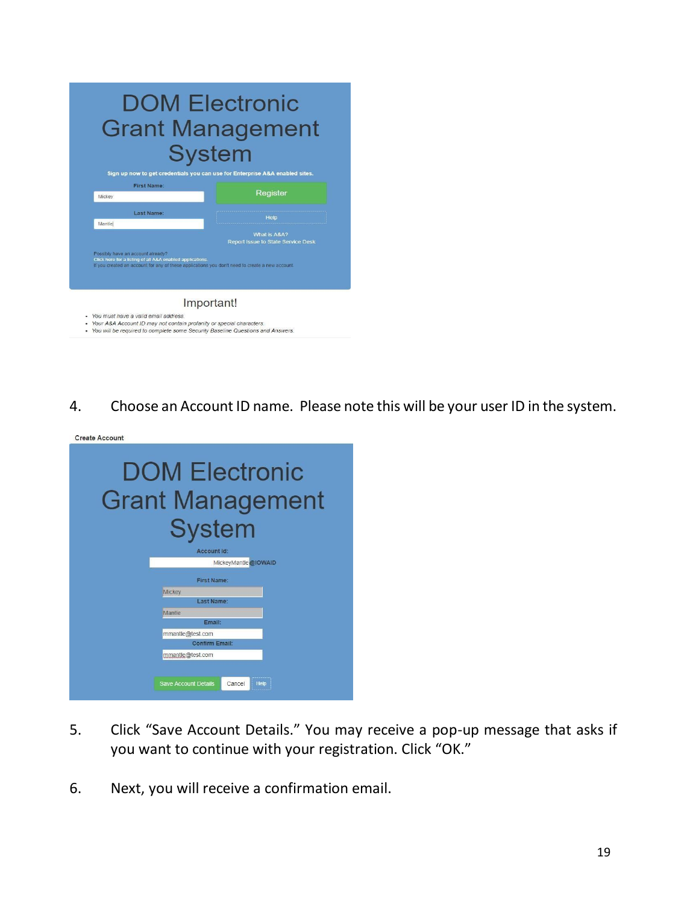4. Choose an Account ID name. Please note this will be your user ID in the system.

5. Click "Save Account Details." You may receive a pop-up message that asks if you want to continue with your registration. Click "OK."

6. Next, you will receive a confirmation email.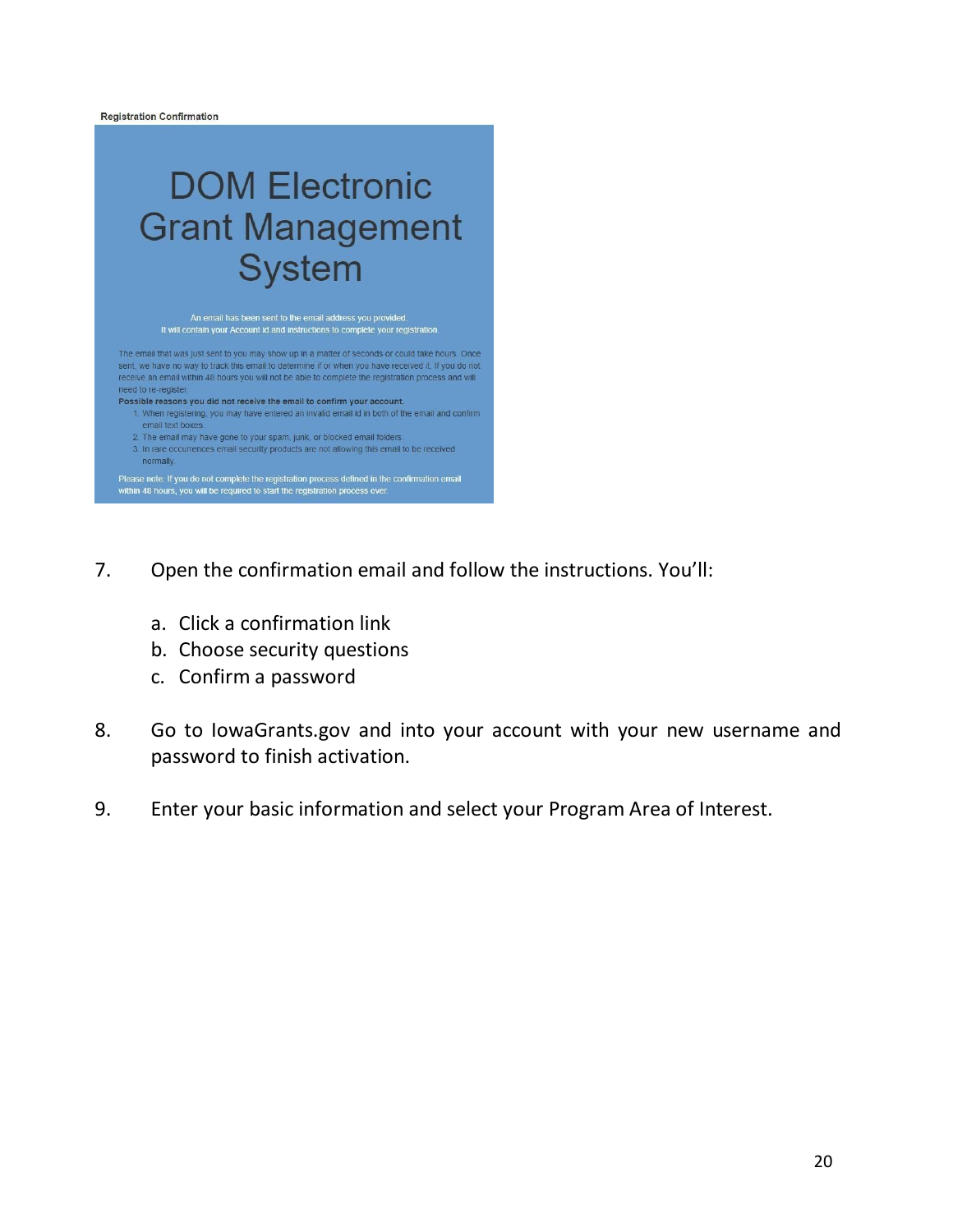Registration Confirmation

# DOM Electronic Grant Management System

An email has been sent to the email address you provided.
It will contain your Account Id and instructions to complete your registration.

The email that was just sent to you may show up in a matter of seconds or could take hours. Once sent, we have no way to track this email to determine if or when you have received it. If you do not receive an email within 48 hours you will not be able to complete the registration process and will need to re-register.

**Possible reasons you did not receive the email to confirm your account.**

1. When registering, you may have entered an invalid email id in both of the email and confirm email text boxes.
2. The email may have gone to your spam, junk, or blocked email folders.
3. In rare occurrences email security products are not allowing this email to be received normally.

Please note: If you do not complete the registration process defined in the confirmation email within 48 hours, you will be required to start the registration process over.

7. Open the confirmation email and follow the instructions. You'll:

   a. Click a confirmation link
   b. Choose security questions
   c. Confirm a password

8. Go to IowaGrants.gov and into your account with your new username and password to finish activation.

9. Enter your basic information and select your Program Area of Interest.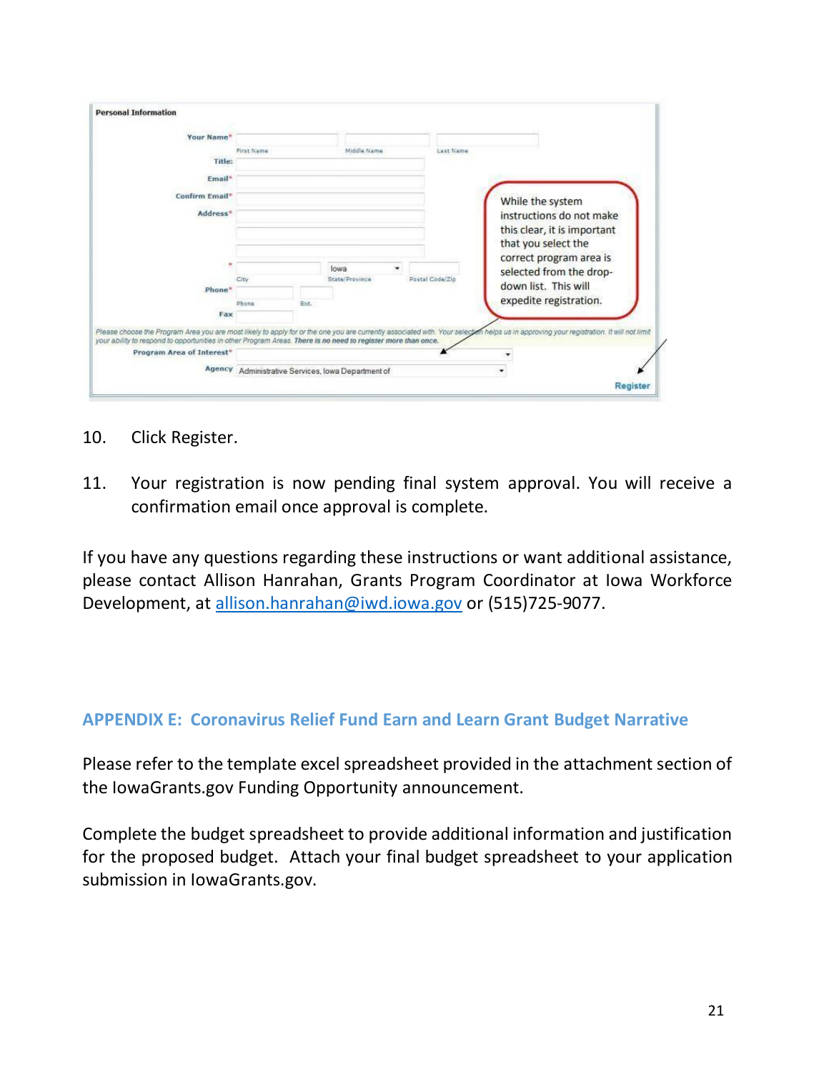Personal Information

Your Name*

First Name | Middle Name | Last Name

Title:

Email*

Confirm Email*

Address*

City | Iowa State/Province | Postal Code/Zip

Phone*

Phone | Ext.

Fax

While the system instructions do not make this clear, it is important that you select the correct program area is selected from the drop-down list. This will expedite registration.

Please choose the Program Area you are most likely to apply for or the one you are currently associated with. Your selection helps us in approving your registration. It will not limit your ability to respond to opportunities in other Program Areas. **There is no need to register more than once.**

Program Area of Interest*

Agency: Administrative Services, Iowa Department of

Register

10. Click Register.

11. Your registration is now pending final system approval. You will receive a confirmation email once approval is complete.

If you have any questions regarding these instructions or want additional assistance, please contact Allison Hanrahan, Grants Program Coordinator at Iowa Workforce Development, at allison.hanrahan@iwd.iowa.gov or (515)725-9077.

## APPENDIX E: Coronavirus Relief Fund Earn and Learn Grant Budget Narrative

Please refer to the template excel spreadsheet provided in the attachment section of the IowaGrants.gov Funding Opportunity announcement.

Complete the budget spreadsheet to provide additional information and justification for the proposed budget. Attach your final budget spreadsheet to your application submission in IowaGrants.gov.